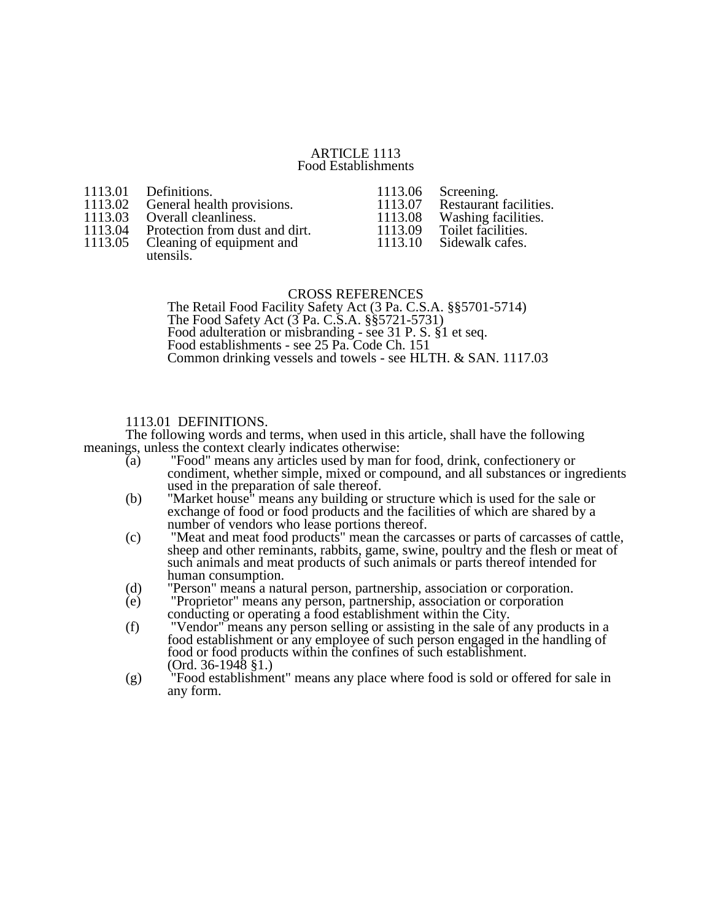# ARTICLE 1113
## Food Establishments

1113.01 Definitions.
1113.02 General health provisions.
1113.03 Overall cleanliness.
1113.04 Protection from dust and dirt.
1113.05 Cleaning of equipment and utensils.
1113.06 Screening.
1113.07 Restaurant facilities.
1113.08 Washing facilities.
1113.09 Toilet facilities.
1113.10 Sidewalk cafes.

### CROSS REFERENCES

The Retail Food Facility Safety Act (3 Pa. C.S.A. §§5701-5714)
The Food Safety Act (3 Pa. C.S.A. §§5721-5731)
Food adulteration or misbranding - see 31 P. S. §1 et seq.
Food establishments - see 25 Pa. Code Ch. 151
Common drinking vessels and towels - see HLTH. & SAN. 1117.03

### 1113.01 DEFINITIONS.

The following words and terms, when used in this article, shall have the following meanings, unless the context clearly indicates otherwise:

(a) "Food" means any articles used by man for food, drink, confectionery or condiment, whether simple, mixed or compound, and all substances or ingredients used in the preparation of sale thereof.

(b) "Market house" means any building or structure which is used for the sale or exchange of food or food products and the facilities of which are shared by a number of vendors who lease portions thereof.

(c) "Meat and meat food products" mean the carcasses or parts of carcasses of cattle, sheep and other reminants, rabbits, game, swine, poultry and the flesh or meat of such animals and meat products of such animals or parts thereof intended for human consumption.

(d) "Person" means a natural person, partnership, association or corporation.

(e) "Proprietor" means any person, partnership, association or corporation conducting or operating a food establishment within the City.

(f) "Vendor" means any person selling or assisting in the sale of any products in a food establishment or any employee of such person engaged in the handling of food or food products within the confines of such establishment. (Ord. 36-1948 §1.)

(g) "Food establishment" means any place where food is sold or offered for sale in any form.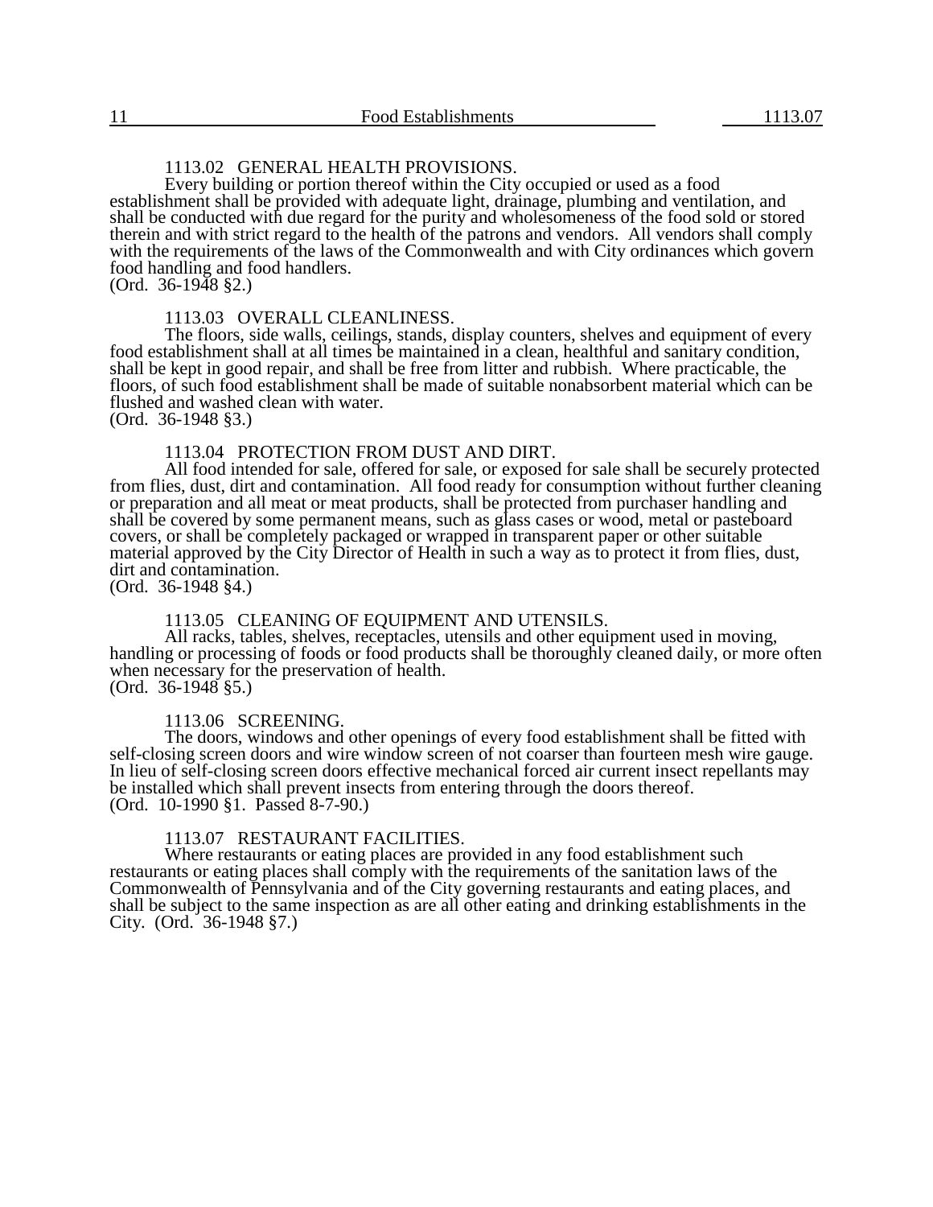### 1113.02 GENERAL HEALTH PROVISIONS.

Every building or portion thereof within the City occupied or used as a food establishment shall be provided with adequate light, drainage, plumbing and ventilation, and shall be conducted with due regard for the purity and wholesomeness of the food sold or stored therein and with strict regard to the health of the patrons and vendors. All vendors shall comply with the requirements of the laws of the Commonwealth and with City ordinances which govern food handling and food handlers.
(Ord. 36-1948 §2.)

### 1113.03 OVERALL CLEANLINESS.

The floors, side walls, ceilings, stands, display counters, shelves and equipment of every food establishment shall at all times be maintained in a clean, healthful and sanitary condition, shall be kept in good repair, and shall be free from litter and rubbish. Where practicable, the floors, of such food establishment shall be made of suitable nonabsorbent material which can be flushed and washed clean with water.
(Ord. 36-1948 §3.)

### 1113.04 PROTECTION FROM DUST AND DIRT.

All food intended for sale, offered for sale, or exposed for sale shall be securely protected from flies, dust, dirt and contamination. All food ready for consumption without further cleaning or preparation and all meat or meat products, shall be protected from purchaser handling and shall be covered by some permanent means, such as glass cases or wood, metal or pasteboard covers, or shall be completely packaged or wrapped in transparent paper or other suitable material approved by the City Director of Health in such a way as to protect it from flies, dust, dirt and contamination.
(Ord. 36-1948 §4.)

### 1113.05 CLEANING OF EQUIPMENT AND UTENSILS.

All racks, tables, shelves, receptacles, utensils and other equipment used in moving, handling or processing of foods or food products shall be thoroughly cleaned daily, or more often when necessary for the preservation of health.
(Ord. 36-1948 §5.)

### 1113.06 SCREENING.

The doors, windows and other openings of every food establishment shall be fitted with self-closing screen doors and wire window screen of not coarser than fourteen mesh wire gauge. In lieu of self-closing screen doors effective mechanical forced air current insect repellants may be installed which shall prevent insects from entering through the doors thereof.
(Ord. 10-1990 §1. Passed 8-7-90.)

### 1113.07 RESTAURANT FACILITIES.

Where restaurants or eating places are provided in any food establishment such restaurants or eating places shall comply with the requirements of the sanitation laws of the Commonwealth of Pennsylvania and of the City governing restaurants and eating places, and shall be subject to the same inspection as are all other eating and drinking establishments in the City. (Ord. 36-1948 §7.)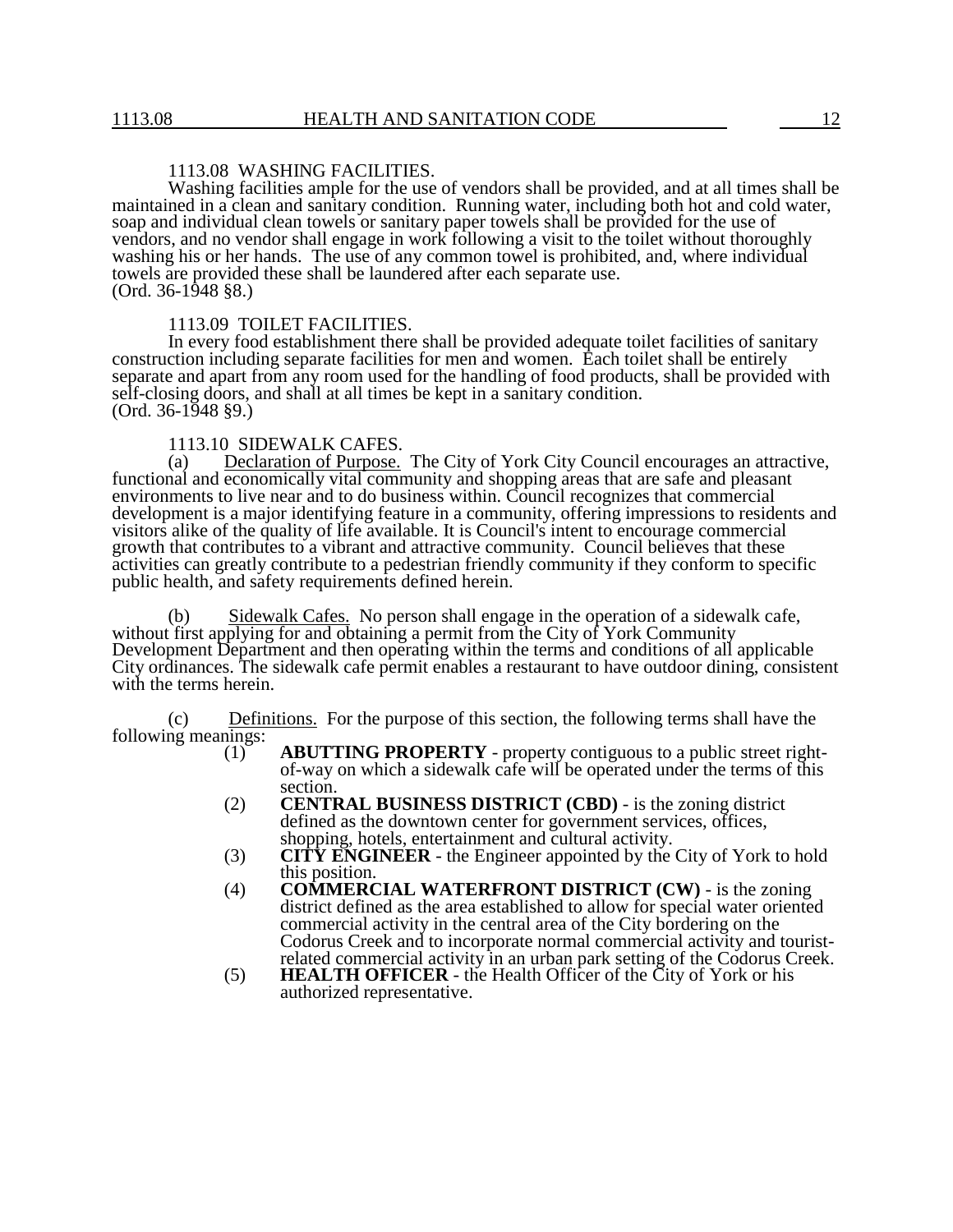1113.08 WASHING FACILITIES.

Washing facilities ample for the use of vendors shall be provided, and at all times shall be maintained in a clean and sanitary condition. Running water, including both hot and cold water, soap and individual clean towels or sanitary paper towels shall be provided for the use of vendors, and no vendor shall engage in work following a visit to the toilet without thoroughly washing his or her hands. The use of any common towel is prohibited, and, where individual towels are provided these shall be laundered after each separate use.
(Ord. 36-1948 §8.)

1113.09 TOILET FACILITIES.

In every food establishment there shall be provided adequate toilet facilities of sanitary construction including separate facilities for men and women. Each toilet shall be entirely separate and apart from any room used for the handling of food products, shall be provided with self-closing doors, and shall at all times be kept in a sanitary condition.
(Ord. 36-1948 §9.)

1113.10 SIDEWALK CAFES.

(a) Declaration of Purpose. The City of York City Council encourages an attractive, functional and economically vital community and shopping areas that are safe and pleasant environments to live near and to do business within. Council recognizes that commercial development is a major identifying feature in a community, offering impressions to residents and visitors alike of the quality of life available. It is Council's intent to encourage commercial growth that contributes to a vibrant and attractive community. Council believes that these activities can greatly contribute to a pedestrian friendly community if they conform to specific public health, and safety requirements defined herein.

(b) Sidewalk Cafes. No person shall engage in the operation of a sidewalk cafe, without first applying for and obtaining a permit from the City of York Community Development Department and then operating within the terms and conditions of all applicable City ordinances. The sidewalk cafe permit enables a restaurant to have outdoor dining, consistent with the terms herein.

(c) Definitions. For the purpose of this section, the following terms shall have the following meanings:

(1) **ABUTTING PROPERTY** - property contiguous to a public street right-of-way on which a sidewalk cafe will be operated under the terms of this section.
(2) **CENTRAL BUSINESS DISTRICT (CBD)** - is the zoning district defined as the downtown center for government services, offices, shopping, hotels, entertainment and cultural activity.
(3) **CITY ENGINEER** - the Engineer appointed by the City of York to hold this position.
(4) **COMMERCIAL WATERFRONT DISTRICT (CW)** - is the zoning district defined as the area established to allow for special water oriented commercial activity in the central area of the City bordering on the Codorus Creek and to incorporate normal commercial activity and tourist-related commercial activity in an urban park setting of the Codorus Creek.
(5) **HEALTH OFFICER** - the Health Officer of the City of York or his authorized representative.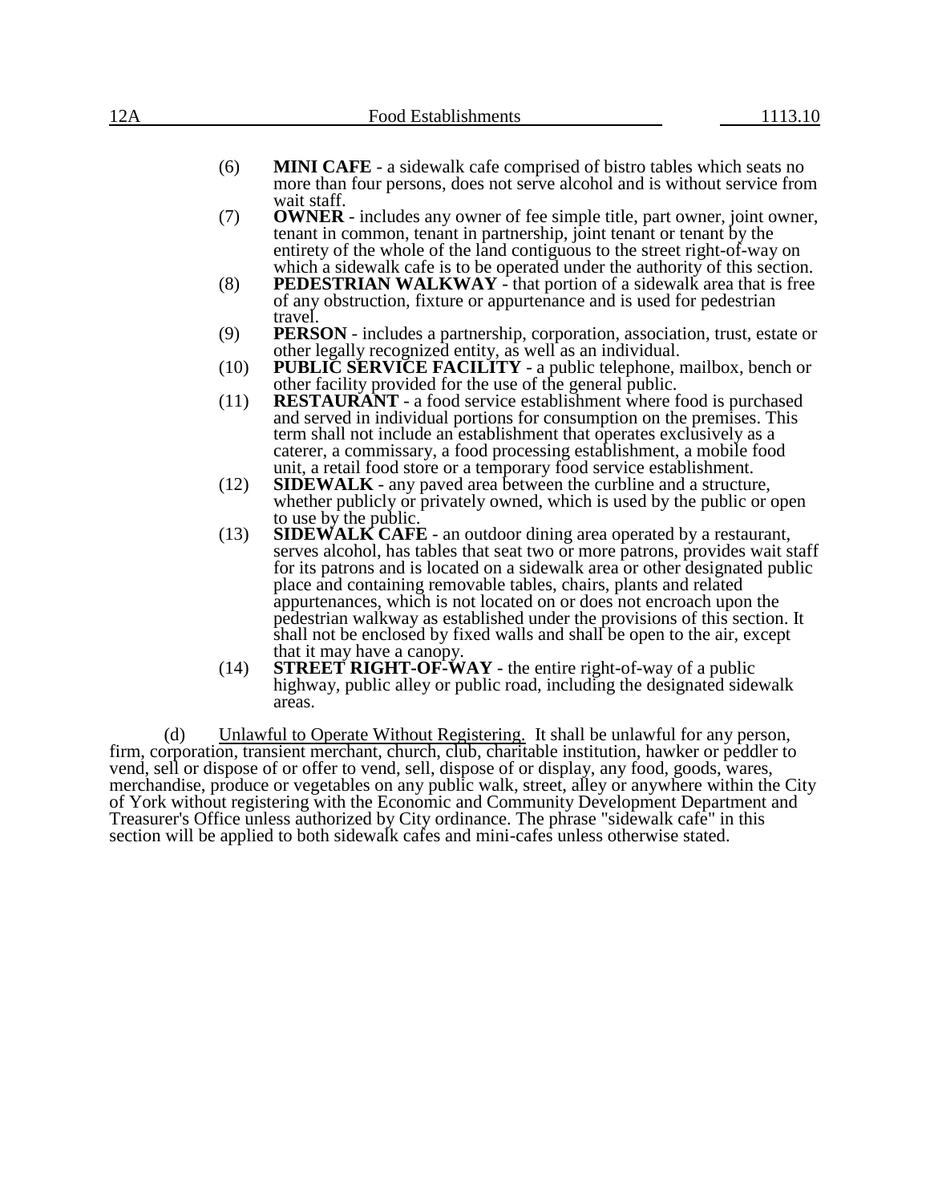(6) **MINI CAFE** - a sidewalk cafe comprised of bistro tables which seats no more than four persons, does not serve alcohol and is without service from wait staff.

(7) **OWNER** - includes any owner of fee simple title, part owner, joint owner, tenant in common, tenant in partnership, joint tenant or tenant by the entirety of the whole of the land contiguous to the street right-of-way on which a sidewalk cafe is to be operated under the authority of this section.

(8) **PEDESTRIAN WALKWAY** - that portion of a sidewalk area that is free of any obstruction, fixture or appurtenance and is used for pedestrian travel.

(9) **PERSON** - includes a partnership, corporation, association, trust, estate or other legally recognized entity, as well as an individual.

(10) **PUBLIC SERVICE FACILITY** - a public telephone, mailbox, bench or other facility provided for the use of the general public.

(11) **RESTAURANT** - a food service establishment where food is purchased and served in individual portions for consumption on the premises. This term shall not include an establishment that operates exclusively as a caterer, a commissary, a food processing establishment, a mobile food unit, a retail food store or a temporary food service establishment.

(12) **SIDEWALK** - any paved area between the curbline and a structure, whether publicly or privately owned, which is used by the public or open to use by the public.

(13) **SIDEWALK CAFE** - an outdoor dining area operated by a restaurant, serves alcohol, has tables that seat two or more patrons, provides wait staff for its patrons and is located on a sidewalk area or other designated public place and containing removable tables, chairs, plants and related appurtenances, which is not located on or does not encroach upon the pedestrian walkway as established under the provisions of this section. It shall not be enclosed by fixed walls and shall be open to the air, except that it may have a canopy.

(14) **STREET RIGHT-OF-WAY** - the entire right-of-way of a public highway, public alley or public road, including the designated sidewalk areas.

(d) Unlawful to Operate Without Registering. It shall be unlawful for any person, firm, corporation, transient merchant, church, club, charitable institution, hawker or peddler to vend, sell or dispose of or offer to vend, sell, dispose of or display, any food, goods, wares, merchandise, produce or vegetables on any public walk, street, alley or anywhere within the City of York without registering with the Economic and Community Development Department and Treasurer's Office unless authorized by City ordinance. The phrase "sidewalk cafe" in this section will be applied to both sidewalk cafes and mini-cafes unless otherwise stated.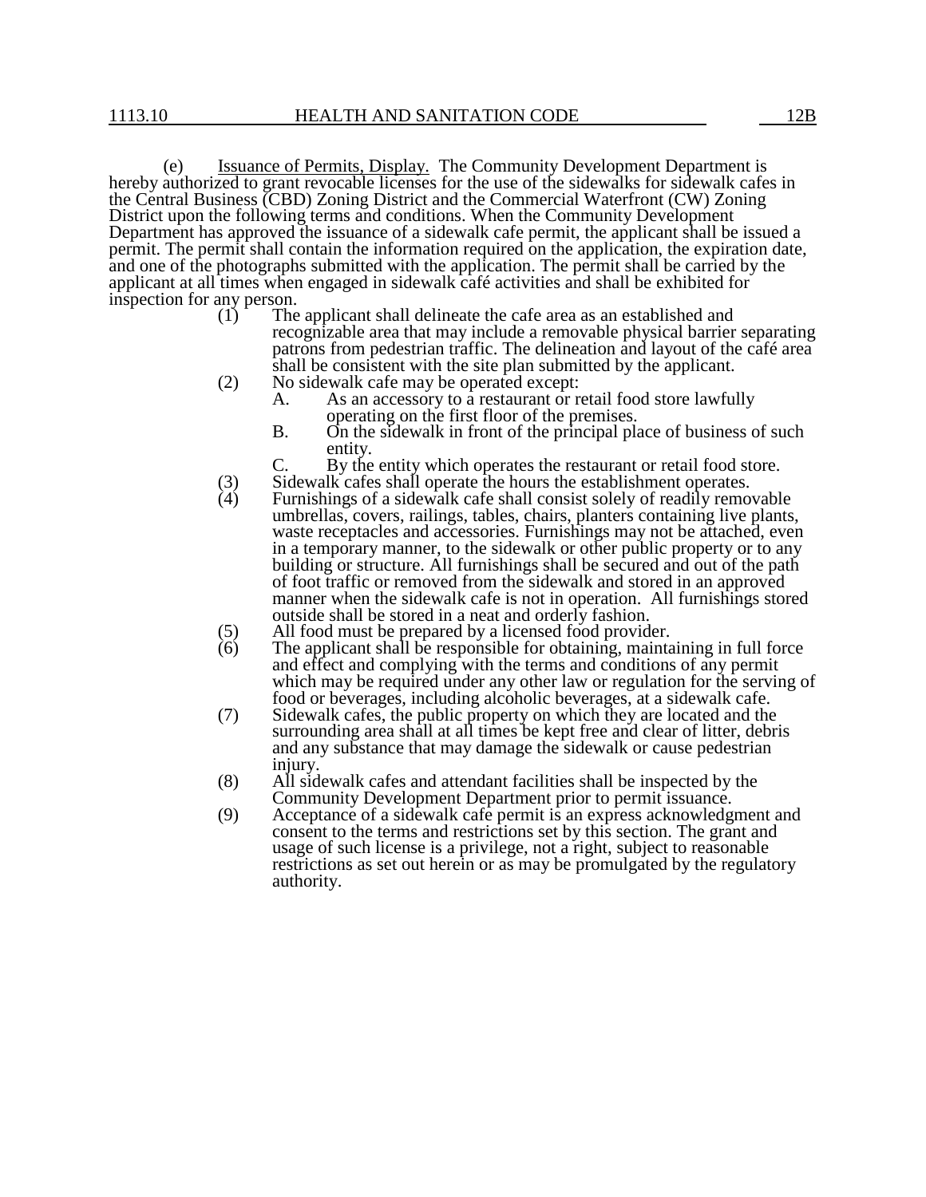(e) Issuance of Permits, Display. The Community Development Department is hereby authorized to grant revocable licenses for the use of the sidewalks for sidewalk cafes in the Central Business (CBD) Zoning District and the Commercial Waterfront (CW) Zoning District upon the following terms and conditions. When the Community Development Department has approved the issuance of a sidewalk cafe permit, the applicant shall be issued a permit. The permit shall contain the information required on the application, the expiration date, and one of the photographs submitted with the application. The permit shall be carried by the applicant at all times when engaged in sidewalk café activities and shall be exhibited for inspection for any person.

(1) The applicant shall delineate the cafe area as an established and recognizable area that may include a removable physical barrier separating patrons from pedestrian traffic. The delineation and layout of the café area shall be consistent with the site plan submitted by the applicant.

(2) No sidewalk cafe may be operated except:

A. As an accessory to a restaurant or retail food store lawfully operating on the first floor of the premises.

B. On the sidewalk in front of the principal place of business of such entity.

C. By the entity which operates the restaurant or retail food store.

(3) Sidewalk cafes shall operate the hours the establishment operates.

(4) Furnishings of a sidewalk cafe shall consist solely of readily removable umbrellas, covers, railings, tables, chairs, planters containing live plants, waste receptacles and accessories. Furnishings may not be attached, even in a temporary manner, to the sidewalk or other public property or to any building or structure. All furnishings shall be secured and out of the path of foot traffic or removed from the sidewalk and stored in an approved manner when the sidewalk cafe is not in operation. All furnishings stored outside shall be stored in a neat and orderly fashion.

(5) All food must be prepared by a licensed food provider.

(6) The applicant shall be responsible for obtaining, maintaining in full force and effect and complying with the terms and conditions of any permit which may be required under any other law or regulation for the serving of food or beverages, including alcoholic beverages, at a sidewalk cafe.

(7) Sidewalk cafes, the public property on which they are located and the surrounding area shall at all times be kept free and clear of litter, debris and any substance that may damage the sidewalk or cause pedestrian injury.

(8) All sidewalk cafes and attendant facilities shall be inspected by the Community Development Department prior to permit issuance.

(9) Acceptance of a sidewalk cafe permit is an express acknowledgment and consent to the terms and restrictions set by this section. The grant and usage of such license is a privilege, not a right, subject to reasonable restrictions as set out herein or as may be promulgated by the regulatory authority.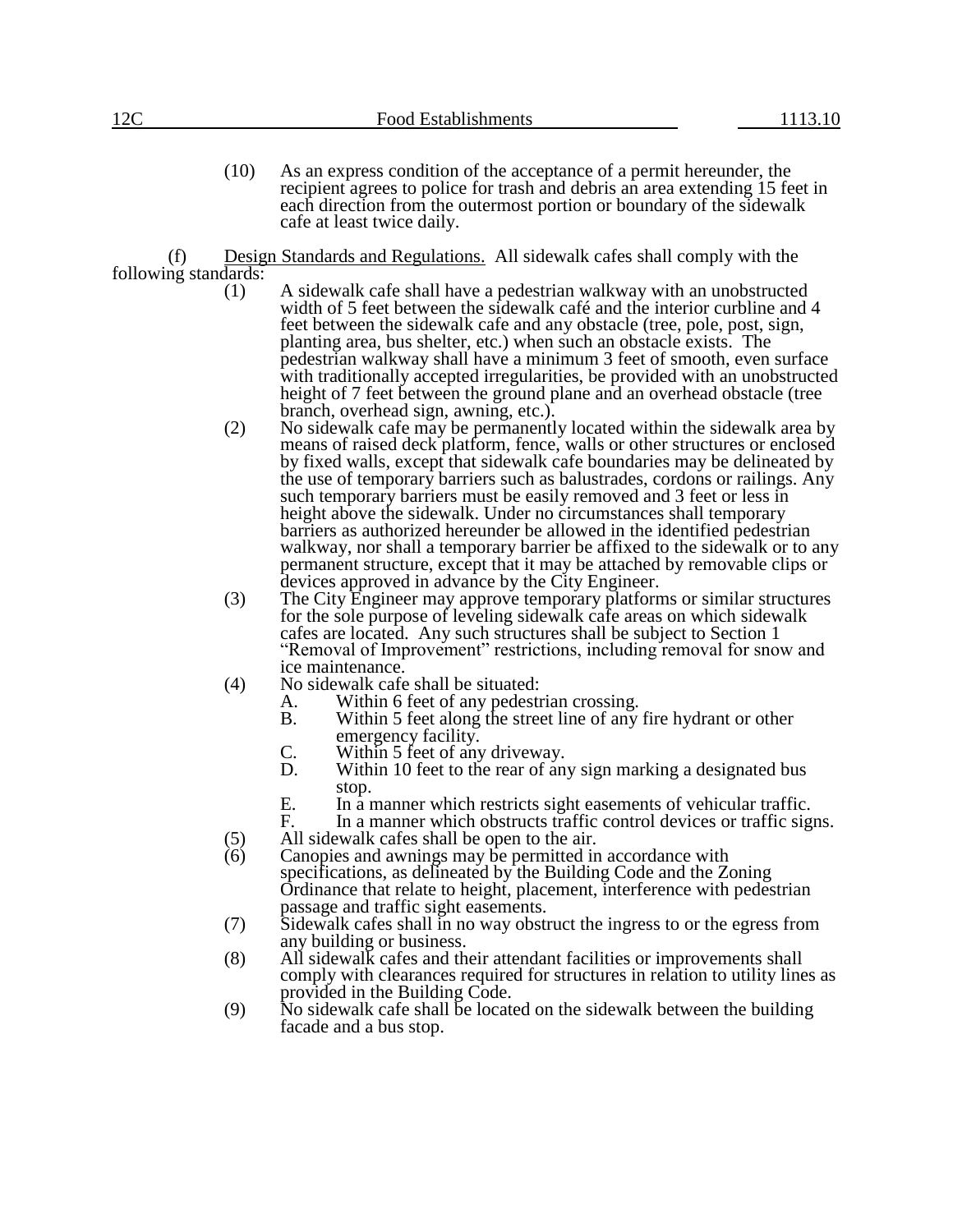(10) As an express condition of the acceptance of a permit hereunder, the recipient agrees to police for trash and debris an area extending 15 feet in each direction from the outermost portion or boundary of the sidewalk cafe at least twice daily.

(f) Design Standards and Regulations. All sidewalk cafes shall comply with the following standards:

(1) A sidewalk cafe shall have a pedestrian walkway with an unobstructed width of 5 feet between the sidewalk café and the interior curbline and 4 feet between the sidewalk cafe and any obstacle (tree, pole, post, sign, planting area, bus shelter, etc.) when such an obstacle exists. The pedestrian walkway shall have a minimum 3 feet of smooth, even surface with traditionally accepted irregularities, be provided with an unobstructed height of 7 feet between the ground plane and an overhead obstacle (tree branch, overhead sign, awning, etc.).

(2) No sidewalk cafe may be permanently located within the sidewalk area by means of raised deck platform, fence, walls or other structures or enclosed by fixed walls, except that sidewalk cafe boundaries may be delineated by the use of temporary barriers such as balustrades, cordons or railings. Any such temporary barriers must be easily removed and 3 feet or less in height above the sidewalk. Under no circumstances shall temporary barriers as authorized hereunder be allowed in the identified pedestrian walkway, nor shall a temporary barrier be affixed to the sidewalk or to any permanent structure, except that it may be attached by removable clips or devices approved in advance by the City Engineer.

(3) The City Engineer may approve temporary platforms or similar structures for the sole purpose of leveling sidewalk cafe areas on which sidewalk cafes are located. Any such structures shall be subject to Section 1 "Removal of Improvement" restrictions, including removal for snow and ice maintenance.

(4) No sidewalk cafe shall be situated:
   - A. Within 6 feet of any pedestrian crossing.
   - B. Within 5 feet along the street line of any fire hydrant or other emergency facility.
   - C. Within 5 feet of any driveway.
   - D. Within 10 feet to the rear of any sign marking a designated bus stop.
   - E. In a manner which restricts sight easements of vehicular traffic.
   - F. In a manner which obstructs traffic control devices or traffic signs.

(5) All sidewalk cafes shall be open to the air.

(6) Canopies and awnings may be permitted in accordance with specifications, as delineated by the Building Code and the Zoning Ordinance that relate to height, placement, interference with pedestrian passage and traffic sight easements.

(7) Sidewalk cafes shall in no way obstruct the ingress to or the egress from any building or business.

(8) All sidewalk cafes and their attendant facilities or improvements shall comply with clearances required for structures in relation to utility lines as provided in the Building Code.

(9) No sidewalk cafe shall be located on the sidewalk between the building facade and a bus stop.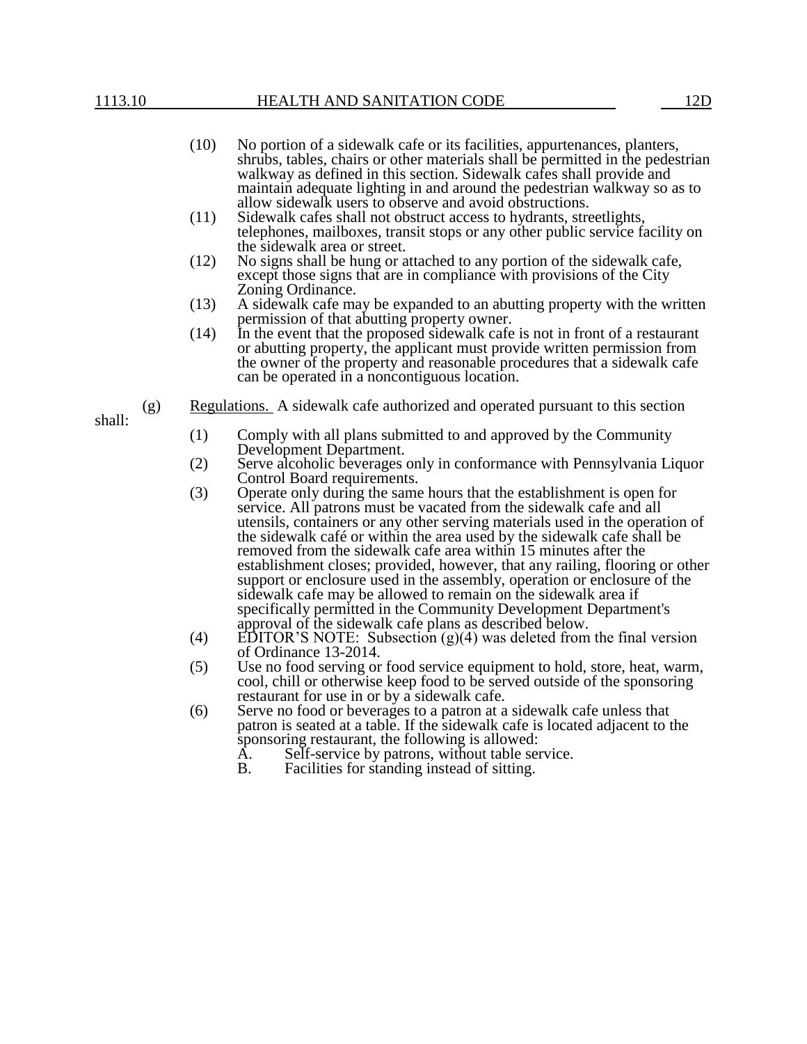(10) No portion of a sidewalk cafe or its facilities, appurtenances, planters, shrubs, tables, chairs or other materials shall be permitted in the pedestrian walkway as defined in this section. Sidewalk cafes shall provide and maintain adequate lighting in and around the pedestrian walkway so as to allow sidewalk users to observe and avoid obstructions.

(11) Sidewalk cafes shall not obstruct access to hydrants, streetlights, telephones, mailboxes, transit stops or any other public service facility on the sidewalk area or street.

(12) No signs shall be hung or attached to any portion of the sidewalk cafe, except those signs that are in compliance with provisions of the City Zoning Ordinance.

(13) A sidewalk cafe may be expanded to an abutting property with the written permission of that abutting property owner.

(14) In the event that the proposed sidewalk cafe is not in front of a restaurant or abutting property, the applicant must provide written permission from the owner of the property and reasonable procedures that a sidewalk cafe can be operated in a noncontiguous location.

(g) Regulations. A sidewalk cafe authorized and operated pursuant to this section shall:

(1) Comply with all plans submitted to and approved by the Community Development Department.

(2) Serve alcoholic beverages only in conformance with Pennsylvania Liquor Control Board requirements.

(3) Operate only during the same hours that the establishment is open for service. All patrons must be vacated from the sidewalk cafe and all utensils, containers or any other serving materials used in the operation of the sidewalk café or within the area used by the sidewalk cafe shall be removed from the sidewalk cafe area within 15 minutes after the establishment closes; provided, however, that any railing, flooring or other support or enclosure used in the assembly, operation or enclosure of the sidewalk cafe may be allowed to remain on the sidewalk area if specifically permitted in the Community Development Department's approval of the sidewalk cafe plans as described below.

(4) EDITOR'S NOTE: Subsection (g)(4) was deleted from the final version of Ordinance 13-2014.

(5) Use no food serving or food service equipment to hold, store, heat, warm, cool, chill or otherwise keep food to be served outside of the sponsoring restaurant for use in or by a sidewalk cafe.

(6) Serve no food or beverages to a patron at a sidewalk cafe unless that patron is seated at a table. If the sidewalk cafe is located adjacent to the sponsoring restaurant, the following is allowed:

A. Self-service by patrons, without table service.

B. Facilities for standing instead of sitting.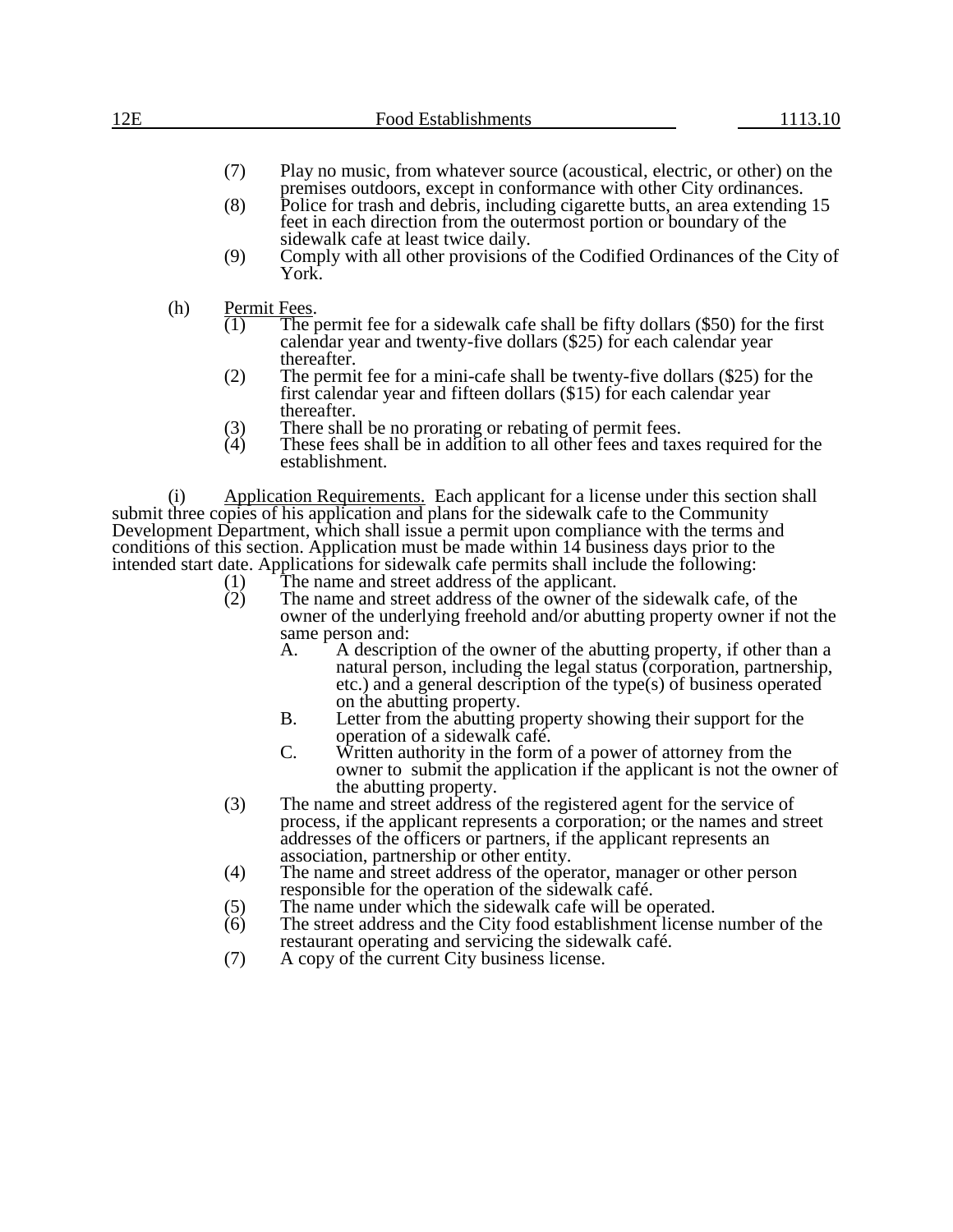(7) Play no music, from whatever source (acoustical, electric, or other) on the premises outdoors, except in conformance with other City ordinances.

(8) Police for trash and debris, including cigarette butts, an area extending 15 feet in each direction from the outermost portion or boundary of the sidewalk cafe at least twice daily.

(9) Comply with all other provisions of the Codified Ordinances of the City of York.

(h) <u>Permit Fees</u>.

(1) The permit fee for a sidewalk cafe shall be fifty dollars ($50) for the first calendar year and twenty-five dollars ($25) for each calendar year thereafter.

(2) The permit fee for a mini-cafe shall be twenty-five dollars ($25) for the first calendar year and fifteen dollars ($15) for each calendar year thereafter.

(3) There shall be no prorating or rebating of permit fees.

(4) These fees shall be in addition to all other fees and taxes required for the establishment.

(i) <u>Application Requirements.</u> Each applicant for a license under this section shall submit three copies of his application and plans for the sidewalk cafe to the Community Development Department, which shall issue a permit upon compliance with the terms and conditions of this section. Application must be made within 14 business days prior to the intended start date. Applications for sidewalk cafe permits shall include the following:

(1) The name and street address of the applicant.

(2) The name and street address of the owner of the sidewalk cafe, of the owner of the underlying freehold and/or abutting property owner if not the same person and:

A. A description of the owner of the abutting property, if other than a natural person, including the legal status (corporation, partnership, etc.) and a general description of the type(s) of business operated on the abutting property.

B. Letter from the abutting property showing their support for the operation of a sidewalk café.

C. Written authority in the form of a power of attorney from the owner to submit the application if the applicant is not the owner of the abutting property.

(3) The name and street address of the registered agent for the service of process, if the applicant represents a corporation; or the names and street addresses of the officers or partners, if the applicant represents an association, partnership or other entity.

(4) The name and street address of the operator, manager or other person responsible for the operation of the sidewalk café.

(5) The name under which the sidewalk cafe will be operated.

(6) The street address and the City food establishment license number of the restaurant operating and servicing the sidewalk café.

(7) A copy of the current City business license.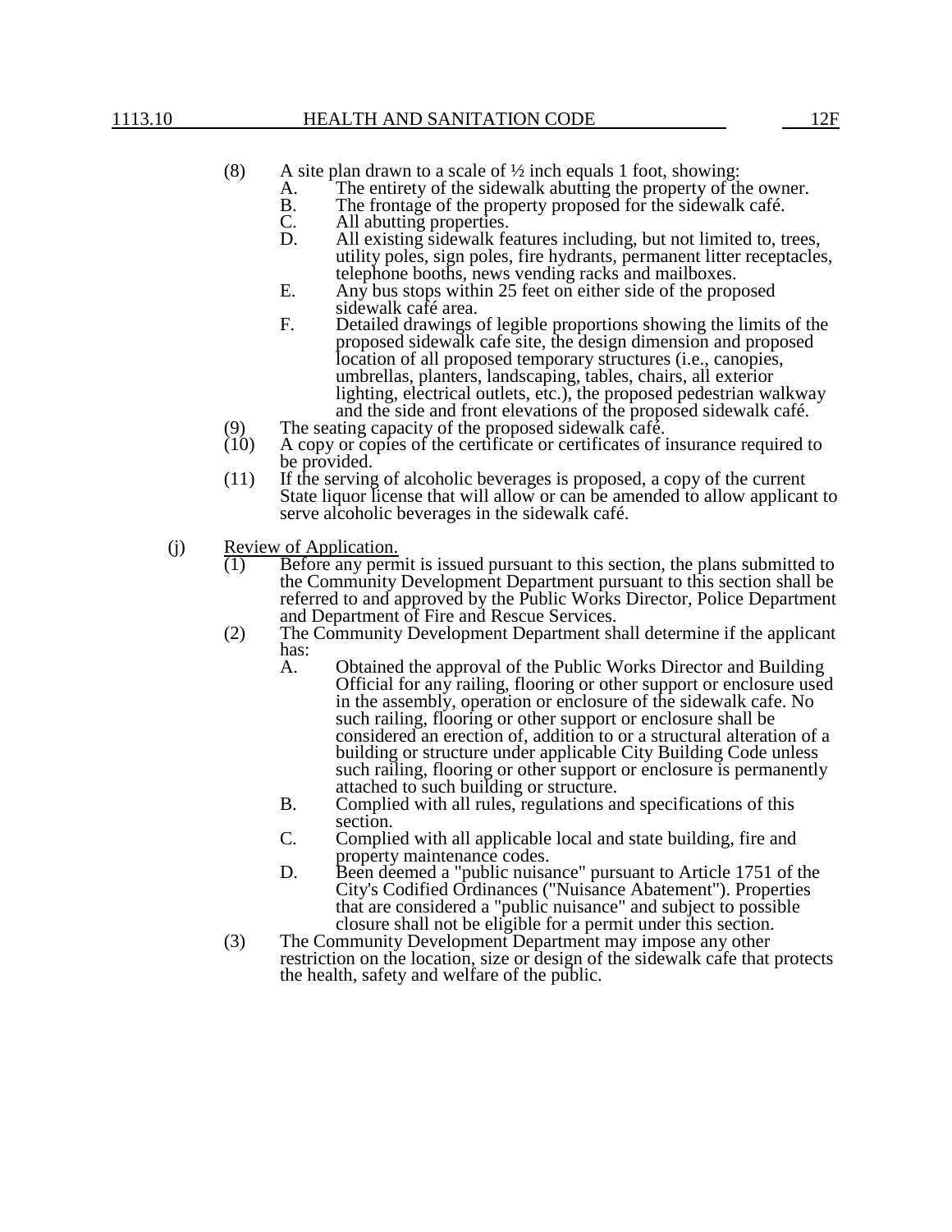(8) A site plan drawn to a scale of ½ inch equals 1 foot, showing:

   A. The entirety of the sidewalk abutting the property of the owner.

   B. The frontage of the property proposed for the sidewalk café.

   C. All abutting properties.

   D. All existing sidewalk features including, but not limited to, trees, utility poles, sign poles, fire hydrants, permanent litter receptacles, telephone booths, news vending racks and mailboxes.

   E. Any bus stops within 25 feet on either side of the proposed sidewalk café area.

   F. Detailed drawings of legible proportions showing the limits of the proposed sidewalk cafe site, the design dimension and proposed location of all proposed temporary structures (i.e., canopies, umbrellas, planters, landscaping, tables, chairs, all exterior lighting, electrical outlets, etc.), the proposed pedestrian walkway and the side and front elevations of the proposed sidewalk café.

(9) The seating capacity of the proposed sidewalk café.

(10) A copy or copies of the certificate or certificates of insurance required to be provided.

(11) If the serving of alcoholic beverages is proposed, a copy of the current State liquor license that will allow or can be amended to allow applicant to serve alcoholic beverages in the sidewalk café.

(j) Review of Application.

(1) Before any permit is issued pursuant to this section, the plans submitted to the Community Development Department pursuant to this section shall be referred to and approved by the Public Works Director, Police Department and Department of Fire and Rescue Services.

(2) The Community Development Department shall determine if the applicant has:

   A. Obtained the approval of the Public Works Director and Building Official for any railing, flooring or other support or enclosure used in the assembly, operation or enclosure of the sidewalk cafe. No such railing, flooring or other support or enclosure shall be considered an erection of, addition to or a structural alteration of a building or structure under applicable City Building Code unless such railing, flooring or other support or enclosure is permanently attached to such building or structure.

   B. Complied with all rules, regulations and specifications of this section.

   C. Complied with all applicable local and state building, fire and property maintenance codes.

   D. Been deemed a "public nuisance" pursuant to Article 1751 of the City's Codified Ordinances ("Nuisance Abatement"). Properties that are considered a "public nuisance" and subject to possible closure shall not be eligible for a permit under this section.

(3) The Community Development Department may impose any other restriction on the location, size or design of the sidewalk cafe that protects the health, safety and welfare of the public.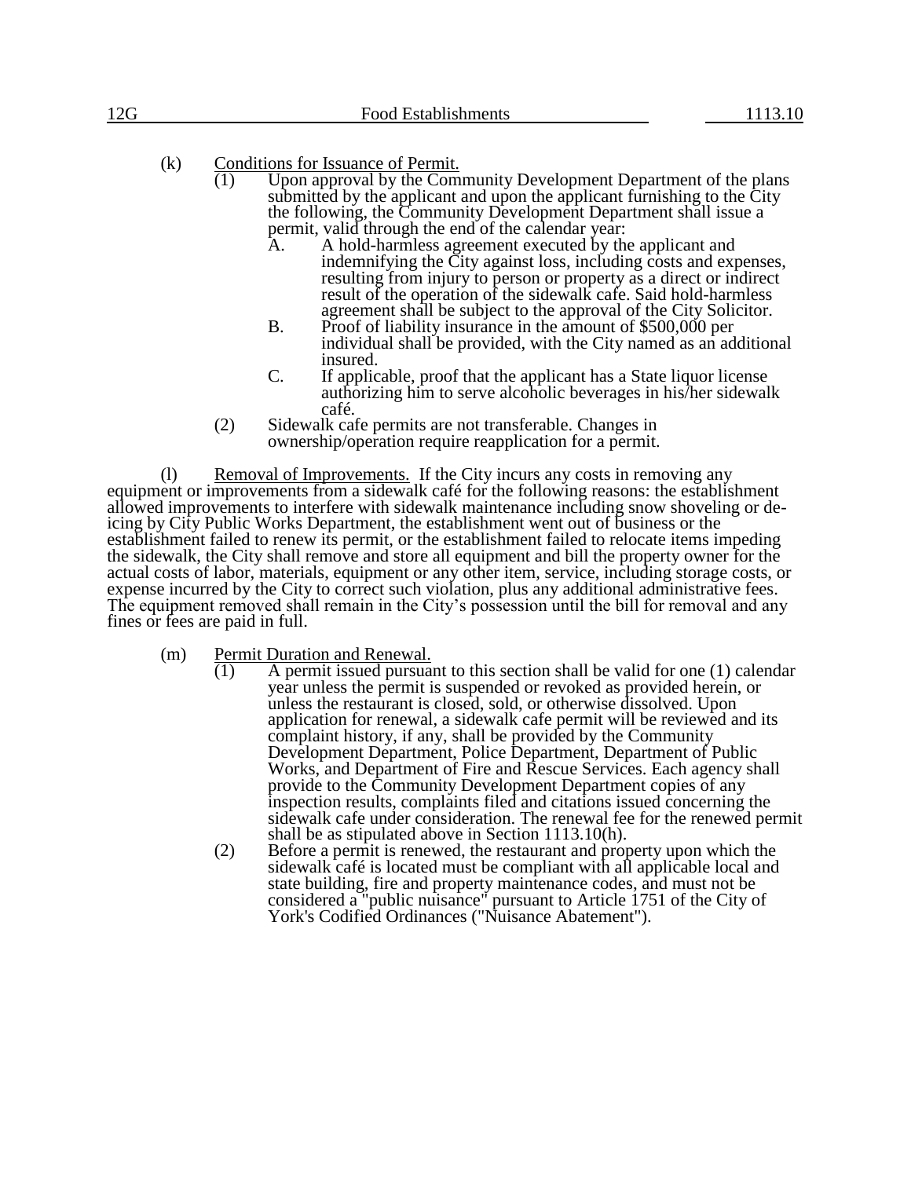(k) Conditions for Issuance of Permit.

(1) Upon approval by the Community Development Department of the plans submitted by the applicant and upon the applicant furnishing to the City the following, the Community Development Department shall issue a permit, valid through the end of the calendar year:

A. A hold-harmless agreement executed by the applicant and indemnifying the City against loss, including costs and expenses, resulting from injury to person or property as a direct or indirect result of the operation of the sidewalk cafe. Said hold-harmless agreement shall be subject to the approval of the City Solicitor.

B. Proof of liability insurance in the amount of $500,000 per individual shall be provided, with the City named as an additional insured.

C. If applicable, proof that the applicant has a State liquor license authorizing him to serve alcoholic beverages in his/her sidewalk café.

(2) Sidewalk cafe permits are not transferable. Changes in ownership/operation require reapplication for a permit.

(l) Removal of Improvements. If the City incurs any costs in removing any equipment or improvements from a sidewalk café for the following reasons: the establishment allowed improvements to interfere with sidewalk maintenance including snow shoveling or de-icing by City Public Works Department, the establishment went out of business or the establishment failed to renew its permit, or the establishment failed to relocate items impeding the sidewalk, the City shall remove and store all equipment and bill the property owner for the actual costs of labor, materials, equipment or any other item, service, including storage costs, or expense incurred by the City to correct such violation, plus any additional administrative fees. The equipment removed shall remain in the City's possession until the bill for removal and any fines or fees are paid in full.

(m) Permit Duration and Renewal.

(1) A permit issued pursuant to this section shall be valid for one (1) calendar year unless the permit is suspended or revoked as provided herein, or unless the restaurant is closed, sold, or otherwise dissolved. Upon application for renewal, a sidewalk cafe permit will be reviewed and its complaint history, if any, shall be provided by the Community Development Department, Police Department, Department of Public Works, and Department of Fire and Rescue Services. Each agency shall provide to the Community Development Department copies of any inspection results, complaints filed and citations issued concerning the sidewalk cafe under consideration. The renewal fee for the renewed permit shall be as stipulated above in Section 1113.10(h).

(2) Before a permit is renewed, the restaurant and property upon which the sidewalk café is located must be compliant with all applicable local and state building, fire and property maintenance codes, and must not be considered a "public nuisance" pursuant to Article 1751 of the City of York's Codified Ordinances ("Nuisance Abatement").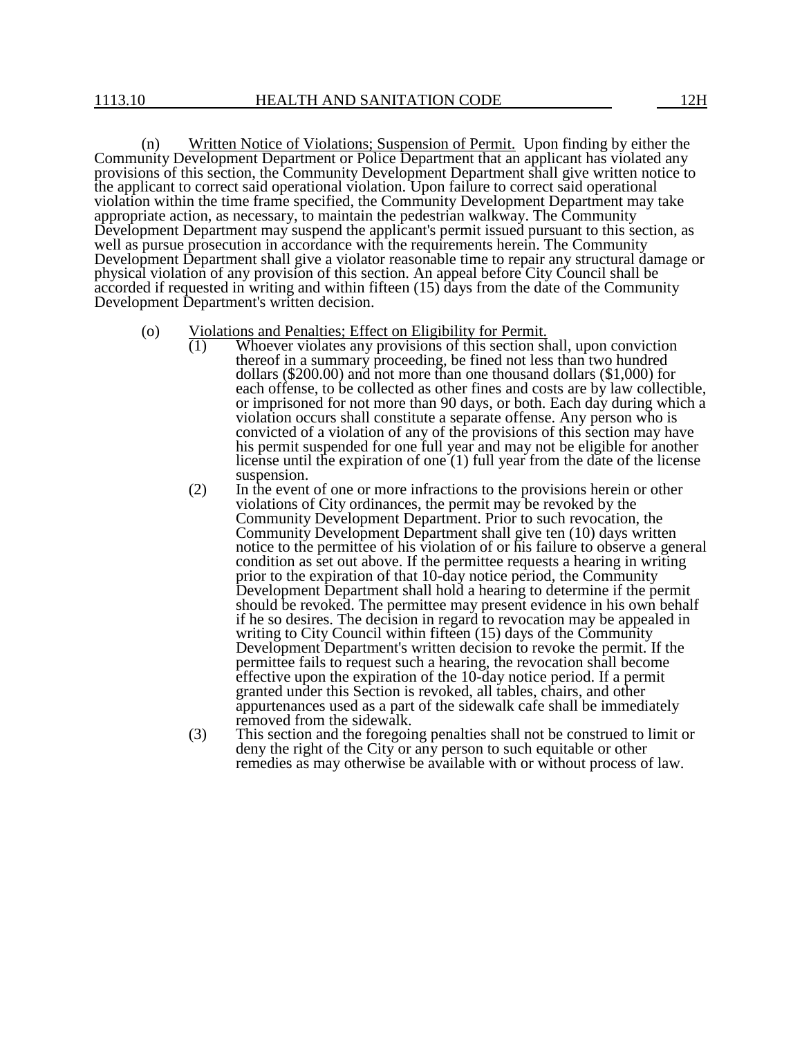(n) Written Notice of Violations; Suspension of Permit. Upon finding by either the Community Development Department or Police Department that an applicant has violated any provisions of this section, the Community Development Department shall give written notice to the applicant to correct said operational violation. Upon failure to correct said operational violation within the time frame specified, the Community Development Department may take appropriate action, as necessary, to maintain the pedestrian walkway. The Community Development Department may suspend the applicant's permit issued pursuant to this section, as well as pursue prosecution in accordance with the requirements herein. The Community Development Department shall give a violator reasonable time to repair any structural damage or physical violation of any provision of this section. An appeal before City Council shall be accorded if requested in writing and within fifteen (15) days from the date of the Community Development Department's written decision.

(o) Violations and Penalties; Effect on Eligibility for Permit.

(1) Whoever violates any provisions of this section shall, upon conviction thereof in a summary proceeding, be fined not less than two hundred dollars ($200.00) and not more than one thousand dollars ($1,000) for each offense, to be collected as other fines and costs are by law collectible, or imprisoned for not more than 90 days, or both. Each day during which a violation occurs shall constitute a separate offense. Any person who is convicted of a violation of any of the provisions of this section may have his permit suspended for one full year and may not be eligible for another license until the expiration of one (1) full year from the date of the license suspension.

(2) In the event of one or more infractions to the provisions herein or other violations of City ordinances, the permit may be revoked by the Community Development Department. Prior to such revocation, the Community Development Department shall give ten (10) days written notice to the permittee of his violation of or his failure to observe a general condition as set out above. If the permittee requests a hearing in writing prior to the expiration of that 10-day notice period, the Community Development Department shall hold a hearing to determine if the permit should be revoked. The permittee may present evidence in his own behalf if he so desires. The decision in regard to revocation may be appealed in writing to City Council within fifteen (15) days of the Community Development Department's written decision to revoke the permit. If the permittee fails to request such a hearing, the revocation shall become effective upon the expiration of the 10-day notice period. If a permit granted under this Section is revoked, all tables, chairs, and other appurtenances used as a part of the sidewalk cafe shall be immediately removed from the sidewalk.

(3) This section and the foregoing penalties shall not be construed to limit or deny the right of the City or any person to such equitable or other remedies as may otherwise be available with or without process of law.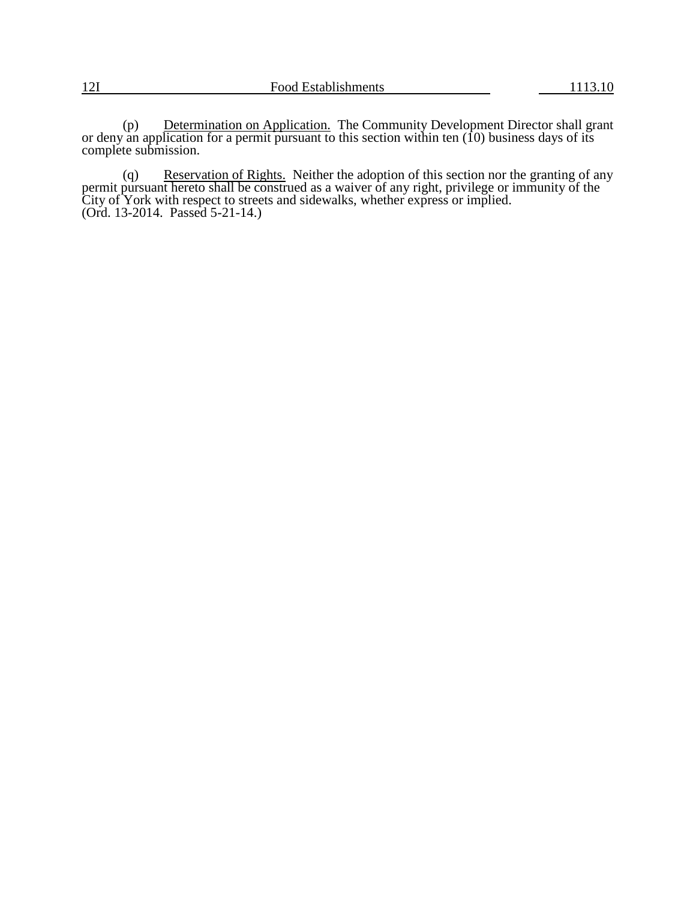(p) Determination on Application. The Community Development Director shall grant or deny an application for a permit pursuant to this section within ten (10) business days of its complete submission.

(q) Reservation of Rights. Neither the adoption of this section nor the granting of any permit pursuant hereto shall be construed as a waiver of any right, privilege or immunity of the City of York with respect to streets and sidewalks, whether express or implied.
(Ord. 13-2014. Passed 5-21-14.)